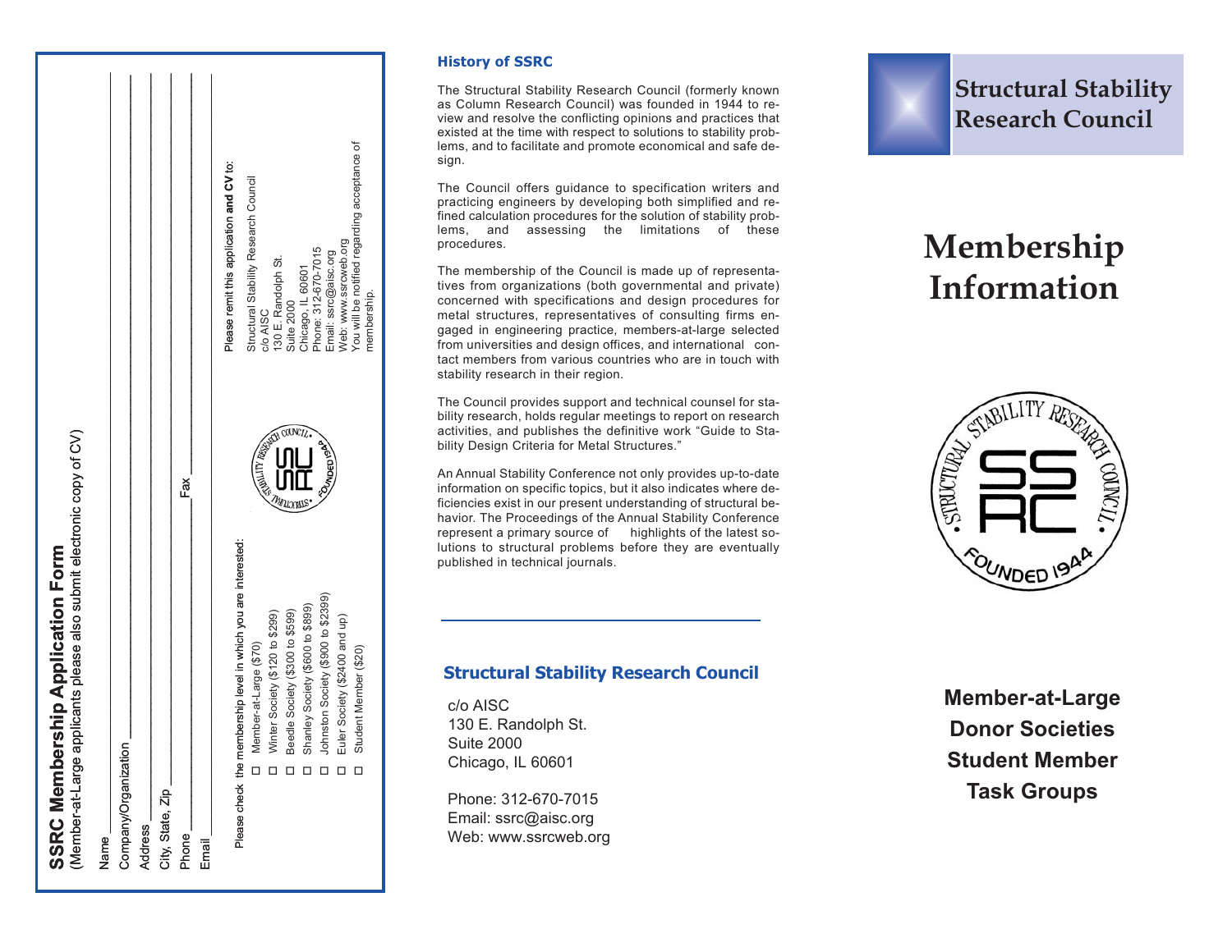## SSRC Membership Application Form

(Member-at-Large applicants please also submit electronic copy of CV)

Name ____________________

Company/Organization ____________________

Address ____________________

City, State, Zip ____________________

Phone ____________________ Fax ____________________

Email ____________________

Please check the membership level in which you are interested:

- ☐ Member-at-Large ($70)
- ☐ Winter Society ($120 to $299)
- ☐ Beedle Society ($300 to $599)
- ☐ Shanley Society ($600 to $899)
- ☐ Johnston Society ($900 to $2399)
- ☐ Euler Society ($2400 and up)
- ☐ Student Member ($20)

Please remit this application **and CV** to:

Structural Stability Research Council
c/o AISC
130 E. Randolph St.
Suite 2000
Chicago, IL 60601
Phone: 312-670-7015
Email: ssrc@aisc.org
Web: www.ssrcweb.org

You will be notified regarding acceptance of membership.

## History of SSRC

The Structural Stability Research Council (formerly known as Column Research Council) was founded in 1944 to review and resolve the conflicting opinions and practices that existed at the time with respect to solutions to stability problems, and to facilitate and promote economical and safe design.

The Council offers guidance to specification writers and practicing engineers by developing both simplified and refined calculation procedures for the solution of stability problems, and assessing the limitations of these procedures.

The membership of the Council is made up of representatives from organizations (both governmental and private) concerned with specifications and design procedures for metal structures, representatives of consulting firms engaged in engineering practice, members-at-large selected from universities and design offices, and international contact members from various countries who are in touch with stability research in their region.

The Council provides support and technical counsel for stability research, holds regular meetings to report on research activities, and publishes the definitive work "Guide to Stability Design Criteria for Metal Structures."

An Annual Stability Conference not only provides up-to-date information on specific topics, but it also indicates where deficiencies exist in our present understanding of structural behavior. The Proceedings of the Annual Stability Conference represent a primary source of highlights of the latest solutions to structural problems before they are eventually published in technical journals.

## Structural Stability Research Council

c/o AISC
130 E. Randolph St.
Suite 2000
Chicago, IL 60601

Phone: 312-670-7015
Email: ssrc@aisc.org
Web: www.ssrcweb.org

# Structural Stability Research Council

# Membership Information

Structural Stability Research Council · SSRC · Founded 1944

**Member-at-Large**
**Donor Societies**
**Student Member**
**Task Groups**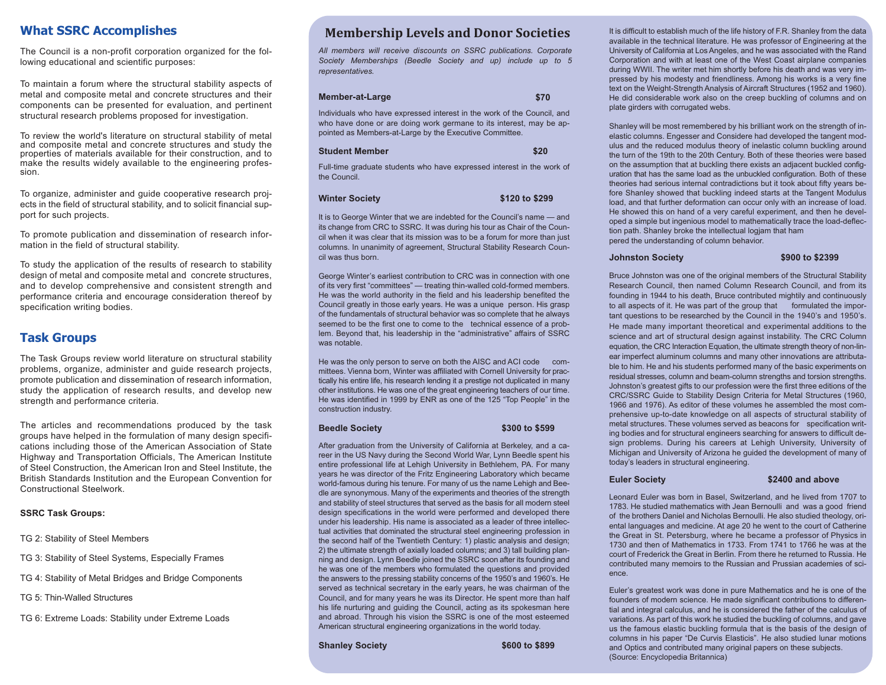## What SSRC Accomplishes

The Council is a non-profit corporation organized for the following educational and scientific purposes:

To maintain a forum where the structural stability aspects of metal and composite metal and concrete structures and their components can be presented for evaluation, and pertinent structural research problems proposed for investigation.

To review the world's literature on structural stability of metal and composite metal and concrete structures and study the properties of materials available for their construction, and to make the results widely available to the engineering profession.

To organize, administer and guide cooperative research projects in the field of structural stability, and to solicit financial support for such projects.

To promote publication and dissemination of research information in the field of structural stability.

To study the application of the results of research to stability design of metal and composite metal and concrete structures, and to develop comprehensive and consistent strength and performance criteria and encourage consideration thereof by specification writing bodies.

## Task Groups

The Task Groups review world literature on structural stability problems, organize, administer and guide research projects, promote publication and dissemination of research information, study the application of research results, and develop new strength and performance criteria.

The articles and recommendations produced by the task groups have helped in the formulation of many design specifications including those of the American Association of State Highway and Transportation Officials, The American Institute of Steel Construction, the American Iron and Steel Institute, the British Standards Institution and the European Convention for Constructional Steelwork.

**SSRC Task Groups:**

TG 2: Stability of Steel Members

TG 3: Stability of Steel Systems, Especially Frames

TG 4: Stability of Metal Bridges and Bridge Components

TG 5: Thin-Walled Structures

TG 6: Extreme Loads: Stability under Extreme Loads

## Membership Levels and Donor Societies

*All members will receive discounts on SSRC publications. Corporate Society Memberships (Beedle Society and up) include up to 5 representatives.*

### Member-at-Large — $70

Individuals who have expressed interest in the work of the Council, and who have done or are doing work germane to its interest, may be appointed as Members-at-Large by the Executive Committee.

### Student Member — $20

Full-time graduate students who have expressed interest in the work of the Council.

### Winter Society — $120 to $299

It is to George Winter that we are indebted for the Council's name — and its change from CRC to SSRC. It was during his tour as Chair of the Council when it was clear that its mission was to be a forum for more than just columns. In unanimity of agreement, Structural Stability Research Council was thus born.

George Winter's earliest contribution to CRC was in connection with one of its very first "committees" — treating thin-walled cold-formed members. He was the world authority in the field and his leadership benefited the Council greatly in those early years. He was a unique person. His grasp of the fundamentals of structural behavior was so complete that he always seemed to be the first one to come to the technical essence of a problem. Beyond that, his leadership in the "administrative" affairs of SSRC was notable.

He was the only person to serve on both the AISC and ACI code committees. Vienna born, Winter was affiliated with Cornell University for practically his entire life, his research lending it a prestige not duplicated in many other institutions. He was one of the great engineering teachers of our time. He was identified in 1999 by ENR as one of the 125 "Top People" in the construction industry.

### Beedle Society — $300 to $599

After graduation from the University of California at Berkeley, and a career in the US Navy during the Second World War, Lynn Beedle spent his entire professional life at Lehigh University in Bethlehem, PA. For many years he was director of the Fritz Engineering Laboratory which became world-famous during his tenure. For many of us the name Lehigh and Beedle are synonymous. Many of the experiments and theories of the strength and stability of steel structures that served as the basis for all modern steel design specifications in the world were performed and developed there under his leadership. His name is associated as a leader of three intellectual activities that dominated the structural steel engineering profession in the second half of the Twentieth Century: 1) plastic analysis and design; 2) the ultimate strength of axially loaded columns; and 3) tall building planning and design. Lynn Beedle joined the SSRC soon after its founding and he was one of the members who formulated the questions and provided the answers to the pressing stability concerns of the 1950's and 1960's. He served as technical secretary in the early years, he was chairman of the Council, and for many years he was its Director. He spent more than half his life nurturing and guiding the Council, acting as its spokesman here and abroad. Through his vision the SSRC is one of the most esteemed American structural engineering organizations in the world today.

### Shanley Society — $600 to $899

It is difficult to establish much of the life history of F.R. Shanley from the data available in the technical literature. He was professor of Engineering at the University of California at Los Angeles, and he was associated with the Rand Corporation and with at least one of the West Coast airplane companies during WWII. The writer met him shortly before his death and was very impressed by his modesty and friendliness. Among his works is a very fine text on the Weight-Strength Analysis of Aircraft Structures (1952 and 1960). He did considerable work also on the creep buckling of columns and on plate girders with corrugated webs.

Shanley will be most remembered by his brilliant work on the strength of inelastic columns. Engesser and Considere had developed the tangent modulus and the reduced modulus theory of inelastic column buckling around the turn of the 19th to the 20th Century. Both of these theories were based on the assumption that at buckling there exists an adjacent buckled configuration that has the same load as the unbuckled configuration. Both of these theories had serious internal contradictions but it took about fifty years before Shanley showed that buckling indeed starts at the Tangent Modulus load, and that further deformation can occur only with an increase of load. He showed this on hand of a very careful experiment, and then he developed a simple but ingenious model to mathematically trace the load-deflection path. Shanley broke the intellectual logjam that hampered the understanding of column behavior.

### Johnston Society — $900 to $2399

Bruce Johnston was one of the original members of the Structural Stability Research Council, then named Column Research Council, and from its founding in 1944 to his death, Bruce contributed mightily and continuously to all aspects of it. He was part of the group that formulated the important questions to be researched by the Council in the 1940's and 1950's. He made many important theoretical and experimental additions to the science and art of structural design against instability. The CRC Column equation, the CRC Interaction Equation, the ultimate strength theory of non-linear imperfect aluminum columns and many other innovations are attributable to him. He and his students performed many of the basic experiments on residual stresses, column and beam-column strengths and torsion strengths. Johnston's greatest gifts to our profession were the first three editions of the CRC/SSRC Guide to Stability Design Criteria for Metal Structures (1960, 1966 and 1976). As editor of these volumes he assembled the most comprehensive up-to-date knowledge on all aspects of structural stability of metal structures. These volumes served as beacons for specification writing bodies and for structural engineers searching for answers to difficult design problems. During his careers at Lehigh University, University of Michigan and University of Arizona he guided the development of many of today's leaders in structural engineering.

### Euler Society — $2400 and above

Leonard Euler was born in Basel, Switzerland, and he lived from 1707 to 1783. He studied mathematics with Jean Bernoulli and was a good friend of the brothers Daniel and Nicholas Bernoulli. He also studied theology, oriental languages and medicine. At age 20 he went to the court of Catherine the Great in St. Petersburg, where he became a professor of Physics in 1730 and then of Mathematics in 1733. From 1741 to 1766 he was at the court of Frederick the Great in Berlin. From there he returned to Russia. He contributed many memoirs to the Russian and Prussian academies of science.

Euler's greatest work was done in pure Mathematics and he is one of the founders of modern science. He made significant contributions to differential and integral calculus, and he is considered the father of the calculus of variations. As part of this work he studied the buckling of columns, and gave us the famous elastic buckling formula that is the basis of the design of columns in his paper "De Curvis Elasticis". He also studied lunar motions and Optics and contributed many original papers on these subjects. (Source: Encyclopedia Britannica)